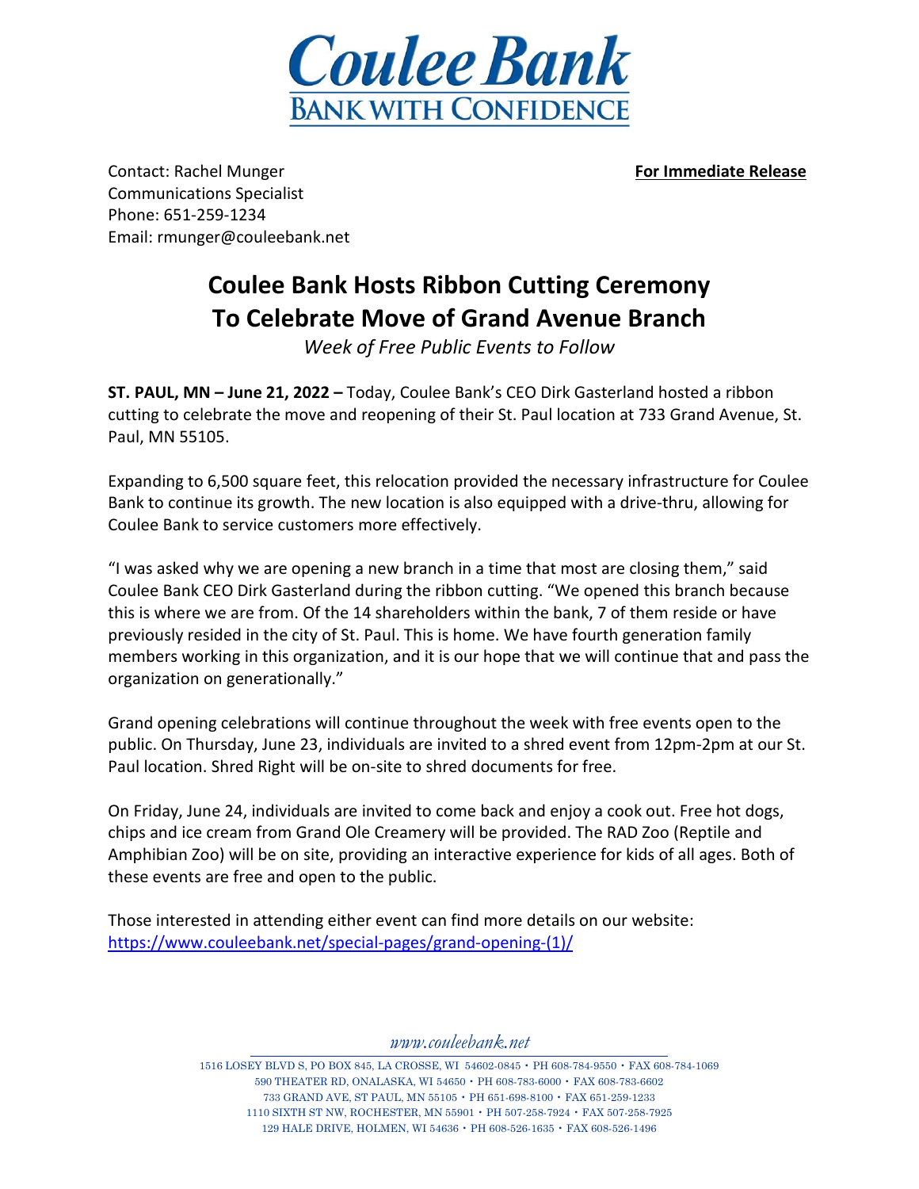Coulee Bank
BANK WITH CONFIDENCE

Contact: Rachel Munger
Communications Specialist
Phone: 651-259-1234
Email: rmunger@couleebank.net

**For Immediate Release**

# Coulee Bank Hosts Ribbon Cutting Ceremony To Celebrate Move of Grand Avenue Branch

*Week of Free Public Events to Follow*

**ST. PAUL, MN – June 21, 2022 –** Today, Coulee Bank's CEO Dirk Gasterland hosted a ribbon cutting to celebrate the move and reopening of their St. Paul location at 733 Grand Avenue, St. Paul, MN 55105.

Expanding to 6,500 square feet, this relocation provided the necessary infrastructure for Coulee Bank to continue its growth. The new location is also equipped with a drive-thru, allowing for Coulee Bank to service customers more effectively.

"I was asked why we are opening a new branch in a time that most are closing them," said Coulee Bank CEO Dirk Gasterland during the ribbon cutting. "We opened this branch because this is where we are from. Of the 14 shareholders within the bank, 7 of them reside or have previously resided in the city of St. Paul. This is home. We have fourth generation family members working in this organization, and it is our hope that we will continue that and pass the organization on generationally."

Grand opening celebrations will continue throughout the week with free events open to the public. On Thursday, June 23, individuals are invited to a shred event from 12pm-2pm at our St. Paul location. Shred Right will be on-site to shred documents for free.

On Friday, June 24, individuals are invited to come back and enjoy a cook out. Free hot dogs, chips and ice cream from Grand Ole Creamery will be provided. The RAD Zoo (Reptile and Amphibian Zoo) will be on site, providing an interactive experience for kids of all ages. Both of these events are free and open to the public.

Those interested in attending either event can find more details on our website: https://www.couleebank.net/special-pages/grand-opening-(1)/

*www.couleebank.net*

1516 LOSEY BLVD S, PO BOX 845, LA CROSSE, WI 54602-0845 • PH 608-784-9550 • FAX 608-784-1069
590 THEATER RD, ONALASKA, WI 54650 • PH 608-783-6000 • FAX 608-783-6602
733 GRAND AVE, ST PAUL, MN 55105 • PH 651-698-8100 • FAX 651-259-1233
1110 SIXTH ST NW, ROCHESTER, MN 55901 • PH 507-258-7924 • FAX 507-258-7925
129 HALE DRIVE, HOLMEN, WI 54636 • PH 608-526-1635 • FAX 608-526-1496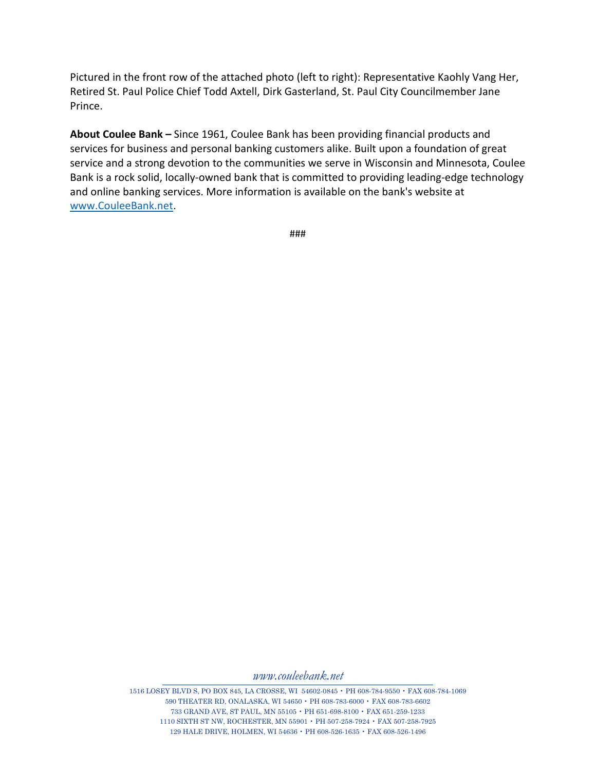Pictured in the front row of the attached photo (left to right): Representative Kaohly Vang Her, Retired St. Paul Police Chief Todd Axtell, Dirk Gasterland, St. Paul City Councilmember Jane Prince.

**About Coulee Bank –** Since 1961, Coulee Bank has been providing financial products and services for business and personal banking customers alike. Built upon a foundation of great service and a strong devotion to the communities we serve in Wisconsin and Minnesota, Coulee Bank is a rock solid, locally-owned bank that is committed to providing leading-edge technology and online banking services. More information is available on the bank's website at www.CouleeBank.net.

###